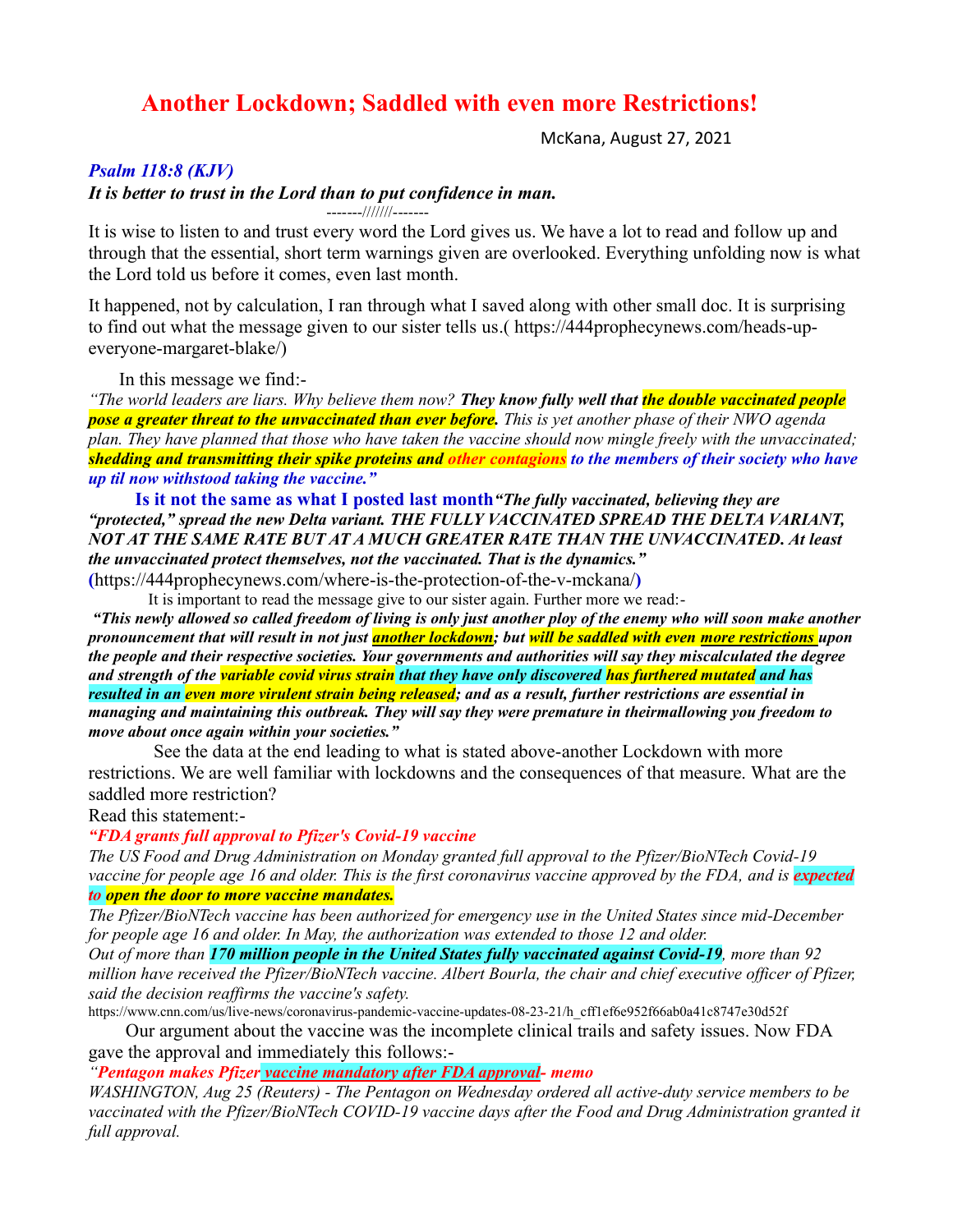# Another Lockdown; Saddled with even more Restrictions!

McKana, August 27, 2021

***Psalm 118:8 (KJV)***

***It is better to trust in the Lord than to put confidence in man.***

-------//////-------

It is wise to listen to and trust every word the Lord gives us. We have a lot to read and follow up and through that the essential, short term warnings given are overlooked. Everything unfolding now is what the Lord told us before it comes, even last month.

It happened, not by calculation, I ran through what I saved along with other small doc. It is surprising to find out what the message given to our sister tells us.( https://444prophecynews.com/heads-up-everyone-margaret-blake/)

In this message we find:-

*"The world leaders are liars. Why believe them now?* ***They know fully well that the double vaccinated people pose a greater threat to the unvaccinated than ever before.*** *This is yet another phase of their NWO agenda plan. They have planned that those who have taken the vaccine should now mingle freely with the unvaccinated;* ***shedding and transmitting their spike proteins and other contagions to the members of their society who have up til now withstood taking the vaccine."***

**Is it not the same as what I posted last month** ***"The fully vaccinated, believing they are "protected," spread the new Delta variant. THE FULLY VACCINATED SPREAD THE DELTA VARIANT, NOT AT THE SAME RATE BUT AT A MUCH GREATER RATE THAN THE UNVACCINATED. At least the unvaccinated protect themselves, not the vaccinated. That is the dynamics."***

(https://444prophecynews.com/where-is-the-protection-of-the-v-mckana/)

It is important to read the message give to our sister again. Further more we read:-

***"This newly allowed so called freedom of living is only just another ploy of the enemy who will soon make another pronouncement that will result in not just <u>another lockdown</u>; but will be saddled with even <u>more restrictions</u> upon the people and their respective societies. Your governments and authorities will say they miscalculated the degree and strength of the variable covid virus strain that they have only discovered has furthered mutated and has resulted in an even more virulent strain being released; and as a result, further restrictions are essential in managing and maintaining this outbreak. They will say they were premature in theirmallowing you freedom to move about once again within your societies."***

See the data at the end leading to what is stated above-another Lockdown with more restrictions. We are well familiar with lockdowns and the consequences of that measure. What are the saddled more restriction?

Read this statement:-

***"FDA grants full approval to Pfizer's Covid-19 vaccine***

*The US Food and Drug Administration on Monday granted full approval to the Pfizer/BioNTech Covid-19 vaccine for people age 16 and older. This is the first coronavirus vaccine approved by the FDA, and is* ***expected to open the door to more vaccine mandates.***

*The Pfizer/BioNTech vaccine has been authorized for emergency use in the United States since mid-December for people age 16 and older. In May, the authorization was extended to those 12 and older.*

*Out of more than* ***170 million people in the United States fully vaccinated against Covid-19****, more than 92 million have received the Pfizer/BioNTech vaccine. Albert Bourla, the chair and chief executive officer of Pfizer, said the decision reaffirms the vaccine's safety.*

https://www.cnn.com/us/live-news/coronavirus-pandemic-vaccine-updates-08-23-21/h_cff1ef6e952f66ab0a41c8747e30d52f

Our argument about the vaccine was the incomplete clinical trails and safety issues. Now FDA gave the approval and immediately this follows:-

***"Pentagon makes Pfizer <u>vaccine mandatory after FDA approval</u>- memo***

*WASHINGTON, Aug 25 (Reuters) - The Pentagon on Wednesday ordered all active-duty service members to be vaccinated with the Pfizer/BioNTech COVID-19 vaccine days after the Food and Drug Administration granted it full approval.*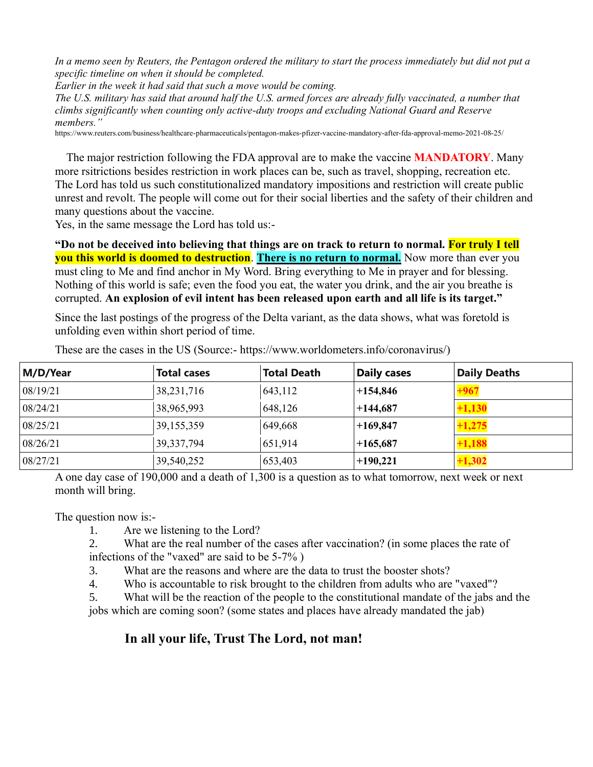*In a memo seen by Reuters, the Pentagon ordered the military to start the process immediately but did not put a specific timeline on when it should be completed.*
*Earlier in the week it had said that such a move would be coming.*
*The U.S. military has said that around half the U.S. armed forces are already fully vaccinated, a number that climbs significantly when counting only active-duty troops and excluding National Guard and Reserve members."*

https://www.reuters.com/business/healthcare-pharmaceuticals/pentagon-makes-pfizer-vaccine-mandatory-after-fda-approval-memo-2021-08-25/

The major restriction following the FDA approval are to make the vaccine **MANDATORY**. Many more rsitrictions besides restriction in work places can be, such as travel, shopping, recreation etc. The Lord has told us such constitutionalized mandatory impositions and restriction will create public unrest and revolt. The people will come out for their social liberties and the safety of their children and many questions about the vaccine.
Yes, in the same message the Lord has told us:-

**"Do not be deceived into believing that things are on track to return to normal. For truly I tell you this world is doomed to destruction**. **There is no return to normal.** Now more than ever you must cling to Me and find anchor in My Word. Bring everything to Me in prayer and for blessing. Nothing of this world is safe; even the food you eat, the water you drink, and the air you breathe is corrupted. **An explosion of evil intent has been released upon earth and all life is its target."**

Since the last postings of the progress of the Delta variant, as the data shows, what was foretold is unfolding even within short period of time.

These are the cases in the US (Source:- https://www.worldometers.info/coronavirus/)

| M/D/Year | Total cases | Total Death | Daily cases | Daily Deaths |
|---|---|---|---|---|
| 08/19/21 | 38,231,716 | 643,112 | **+154,846** | **+967** |
| 08/24/21 | 38,965,993 | 648,126 | **+144,687** | **+1,130** |
| 08/25/21 | 39,155,359 | 649,668 | **+169,847** | **+1,275** |
| 08/26/21 | 39,337,794 | 651,914 | **+165,687** | **+1,188** |
| 08/27/21 | 39,540,252 | 653,403 | **+190,221** | **+1,302** |

A one day case of 190,000 and a death of 1,300 is a question as to what tomorrow, next week or next month will bring.

The question now is:-

1. Are we listening to the Lord?
2. What are the real number of the cases after vaccination? (in some places the rate of infections of the "vaxed" are said to be 5-7% )
3. What are the reasons and where are the data to trust the booster shots?
4. Who is accountable to risk brought to the children from adults who are "vaxed"?
5. What will be the reaction of the people to the constitutional mandate of the jabs and the jobs which are coming soon? (some states and places have already mandated the jab)

## In all your life, Trust The Lord, not man!